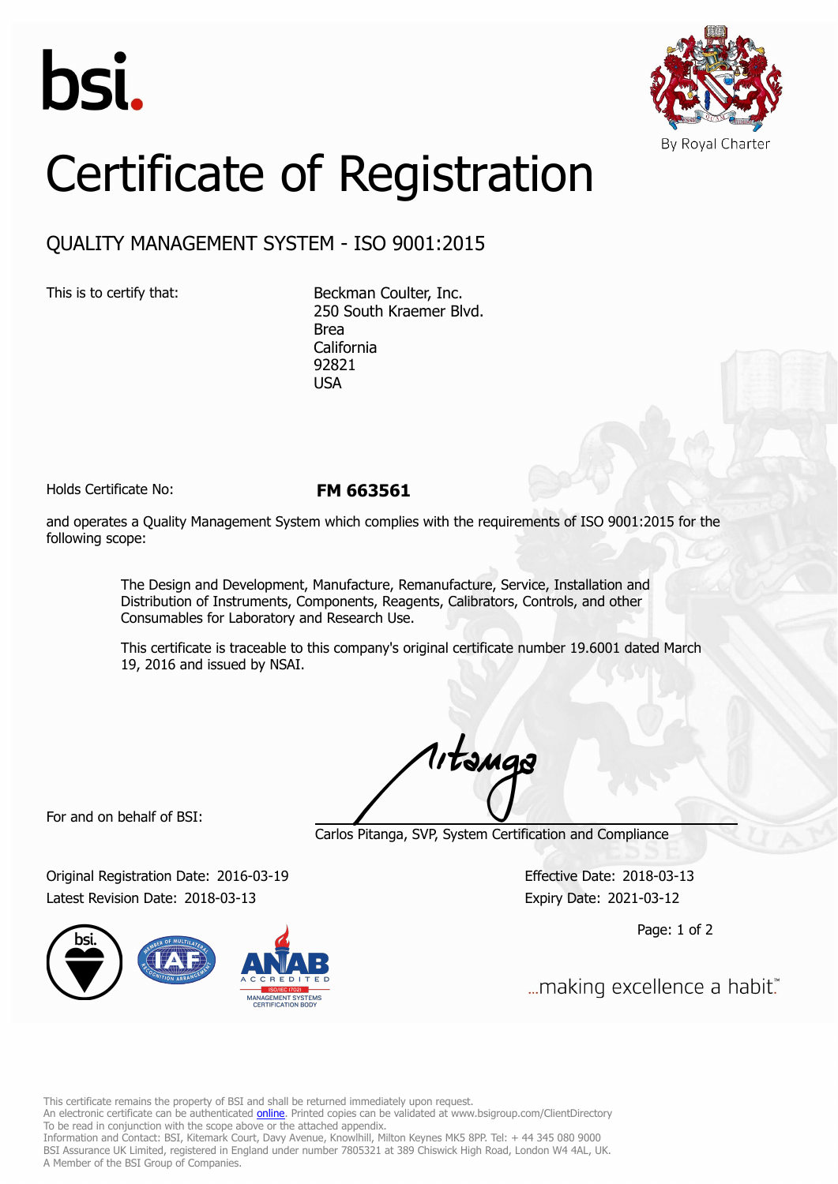bsi.

By Royal Charter

# Certificate of Registration

## QUALITY MANAGEMENT SYSTEM - ISO 9001:2015

This is to certify that:

Beckman Coulter, Inc.
250 South Kraemer Blvd.
Brea
California
92821
USA

Holds Certificate No: **FM 663561**

and operates a Quality Management System which complies with the requirements of ISO 9001:2015 for the following scope:

> The Design and Development, Manufacture, Remanufacture, Service, Installation and Distribution of Instruments, Components, Reagents, Calibrators, Controls, and other Consumables for Laboratory and Research Use.
>
> This certificate is traceable to this company's original certificate number 19.6001 dated March 19, 2016 and issued by NSAI.

For and on behalf of BSI:

Carlos Pitanga, SVP, System Certification and Compliance

Original Registration Date: 2016-03-19

Latest Revision Date: 2018-03-13

Effective Date: 2018-03-13

Expiry Date: 2021-03-12

...making excellence a habit.™

This certificate remains the property of BSI and shall be returned immediately upon request.
An electronic certificate can be authenticated online. Printed copies can be validated at www.bsigroup.com/ClientDirectory
To be read in conjunction with the scope above or the attached appendix.
Information and Contact: BSI, Kitemark Court, Davy Avenue, Knowlhill, Milton Keynes MK5 8PP. Tel: + 44 345 080 9000
BSI Assurance UK Limited, registered in England under number 7805321 at 389 Chiswick High Road, London W4 4AL, UK.
A Member of the BSI Group of Companies.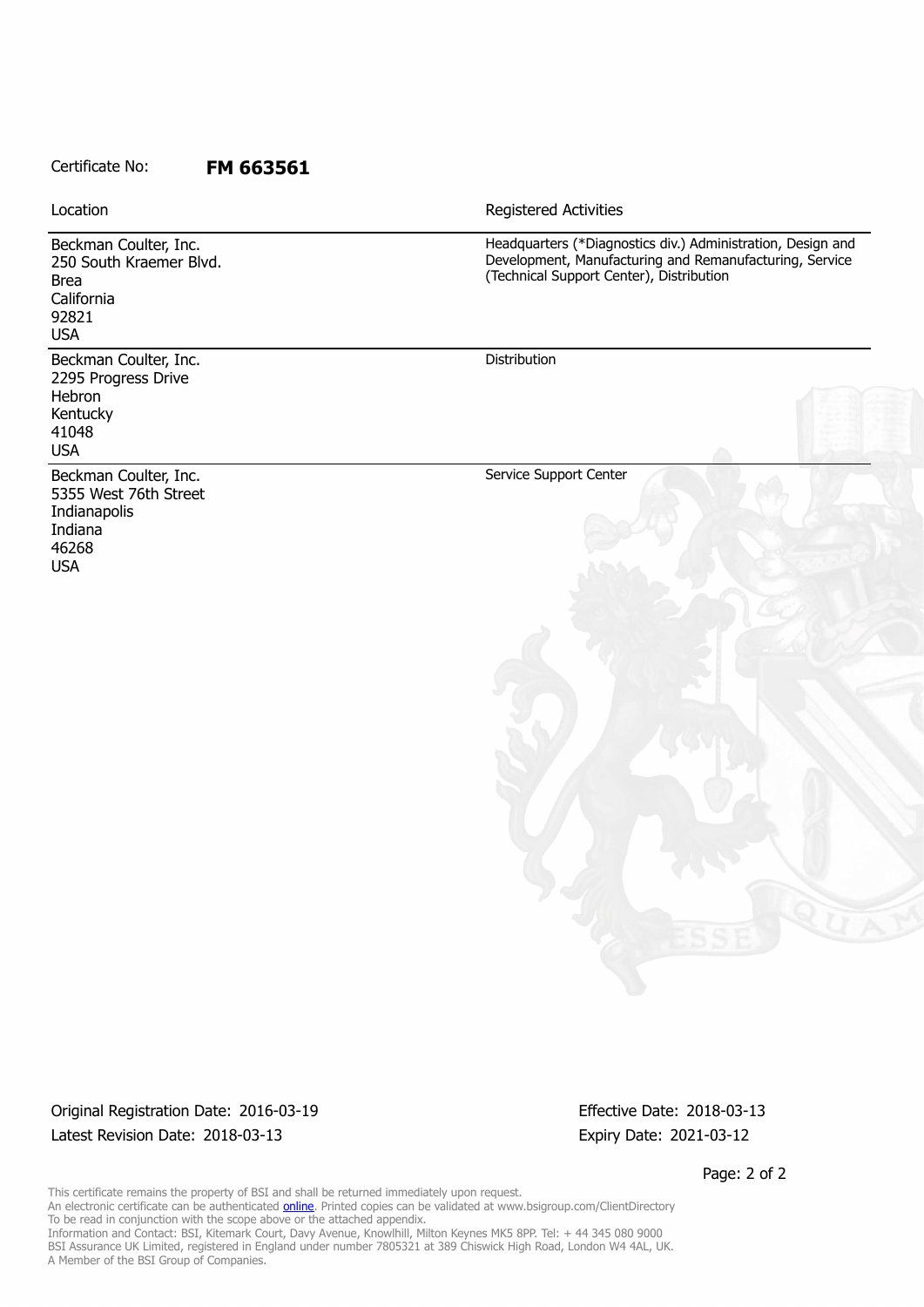Certificate No: **FM 663561**

| Location | Registered Activities |
| --- | --- |
| Beckman Coulter, Inc.<br>250 South Kraemer Blvd.<br>Brea<br>California<br>92821<br>USA | Headquarters (*Diagnostics div.) Administration, Design and Development, Manufacturing and Remanufacturing, Service (Technical Support Center), Distribution |
| Beckman Coulter, Inc.<br>2295 Progress Drive<br>Hebron<br>Kentucky<br>41048<br>USA | Distribution |
| Beckman Coulter, Inc.<br>5355 West 76th Street<br>Indianapolis<br>Indiana<br>46268<br>USA | Service Support Center |

Original Registration Date: 2016-03-19

Latest Revision Date: 2018-03-13

Effective Date: 2018-03-13

Expiry Date: 2021-03-12

This certificate remains the property of BSI and shall be returned immediately upon request.
An electronic certificate can be authenticated online. Printed copies can be validated at www.bsigroup.com/ClientDirectory
To be read in conjunction with the scope above or the attached appendix.
Information and Contact: BSI, Kitemark Court, Davy Avenue, Knowlhill, Milton Keynes MK5 8PP. Tel: + 44 345 080 9000
BSI Assurance UK Limited, registered in England under number 7805321 at 389 Chiswick High Road, London W4 4AL, UK.
A Member of the BSI Group of Companies.